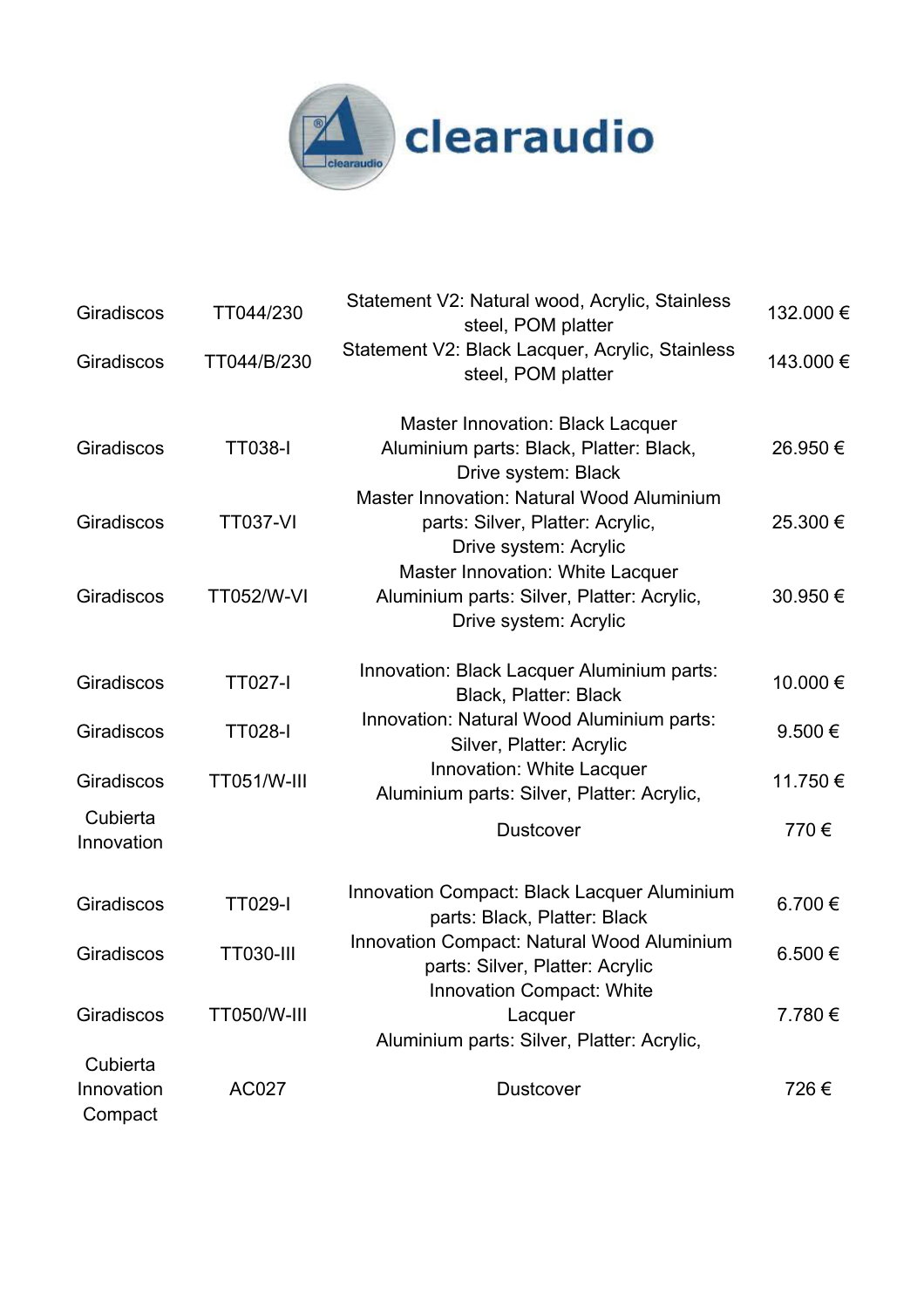# clearaudio

| | | | |
|---|---|---|---|
| Giradiscos | TT044/230 | Statement V2: Natural wood, Acrylic, Stainless steel, POM platter | 132.000 € |
| Giradiscos | TT044/B/230 | Statement V2: Black Lacquer, Acrylic, Stainless steel, POM platter | 143.000 € |
| Giradiscos | TT038-I | Master Innovation: Black Lacquer Aluminium parts: Black, Platter: Black, Drive system: Black | 26.950 € |
| Giradiscos | TT037-VI | Master Innovation: Natural Wood Aluminium parts: Silver, Platter: Acrylic, Drive system: Acrylic | 25.300 € |
| Giradiscos | TT052/W-VI | Master Innovation: White Lacquer Aluminium parts: Silver, Platter: Acrylic, Drive system: Acrylic | 30.950 € |
| Giradiscos | TT027-I | Innovation: Black Lacquer Aluminium parts: Black, Platter: Black | 10.000 € |
| Giradiscos | TT028-I | Innovation: Natural Wood Aluminium parts: Silver, Platter: Acrylic | 9.500 € |
| Giradiscos | TT051/W-III | Innovation: White Lacquer Aluminium parts: Silver, Platter: Acrylic, | 11.750 € |
| Cubierta Innovation | | Dustcover | 770 € |
| Giradiscos | TT029-I | Innovation Compact: Black Lacquer Aluminium parts: Black, Platter: Black | 6.700 € |
| Giradiscos | TT030-III | Innovation Compact: Natural Wood Aluminium parts: Silver, Platter: Acrylic | 6.500 € |
| Giradiscos | TT050/W-III | Innovation Compact: White Lacquer Aluminium parts: Silver, Platter: Acrylic, | 7.780 € |
| Cubierta Innovation Compact | AC027 | Dustcover | 726 € |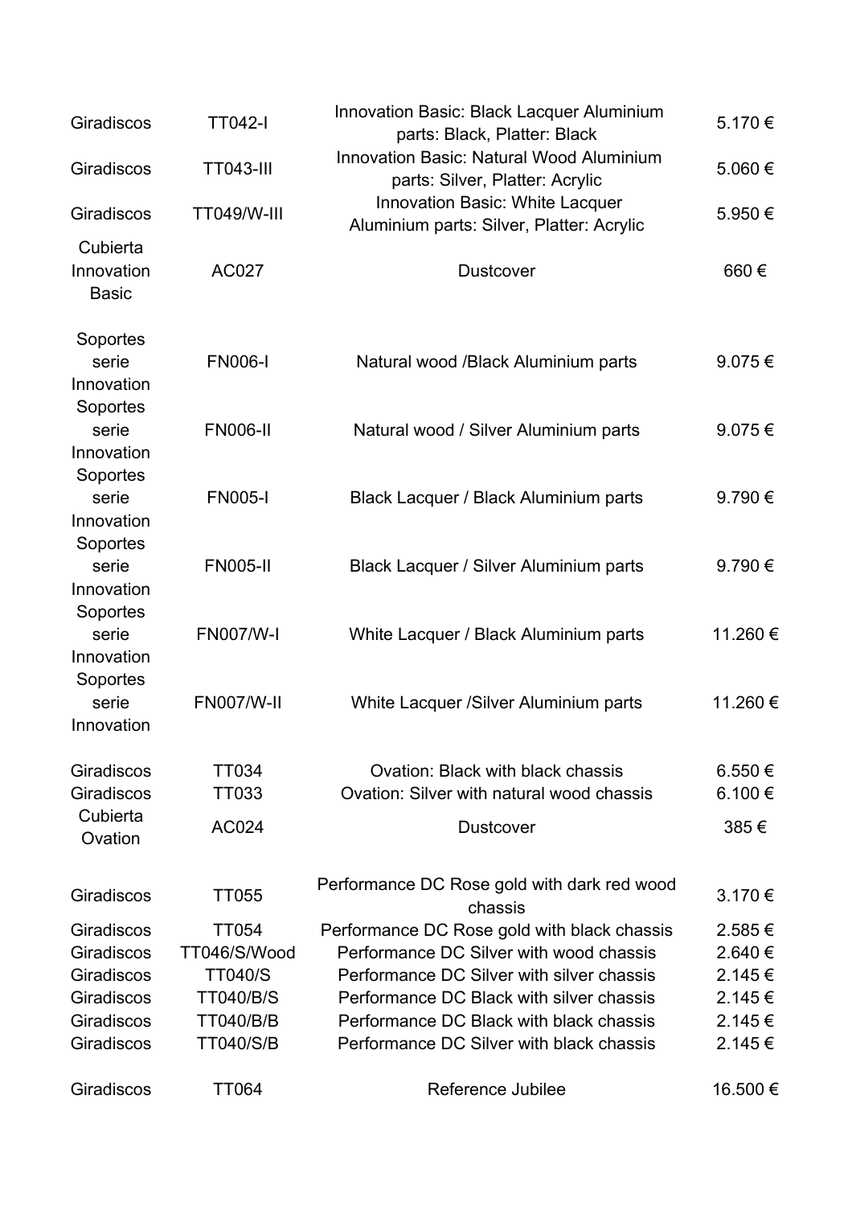| | | | |
|---|---|---|---|
| Giradiscos | TT042-I | Innovation Basic: Black Lacquer Aluminium parts: Black, Platter: Black | 5.170 € |
| Giradiscos | TT043-III | Innovation Basic: Natural Wood Aluminium parts: Silver, Platter: Acrylic | 5.060 € |
| Giradiscos | TT049/W-III | Innovation Basic: White Lacquer Aluminium parts: Silver, Platter: Acrylic | 5.950 € |
| Cubierta Innovation Basic | AC027 | Dustcover | 660 € |
| | | | |
| Soportes serie Innovation | FN006-I | Natural wood /Black Aluminium parts | 9.075 € |
| Soportes serie Innovation | FN006-II | Natural wood / Silver Aluminium parts | 9.075 € |
| Soportes serie Innovation | FN005-I | Black Lacquer / Black Aluminium parts | 9.790 € |
| Soportes serie Innovation | FN005-II | Black Lacquer / Silver Aluminium parts | 9.790 € |
| Soportes serie Innovation | FN007/W-I | White Lacquer / Black Aluminium parts | 11.260 € |
| Soportes serie Innovation | FN007/W-II | White Lacquer /Silver Aluminium parts | 11.260 € |
| | | | |
| Giradiscos | TT034 | Ovation: Black with black chassis | 6.550 € |
| Giradiscos | TT033 | Ovation: Silver with natural wood chassis | 6.100 € |
| Cubierta Ovation | AC024 | Dustcover | 385 € |
| | | | |
| Giradiscos | TT055 | Performance DC Rose gold with dark red wood chassis | 3.170 € |
| Giradiscos | TT054 | Performance DC Rose gold with black chassis | 2.585 € |
| Giradiscos | TT046/S/Wood | Performance DC Silver with wood chassis | 2.640 € |
| Giradiscos | TT040/S | Performance DC Silver with silver chassis | 2.145 € |
| Giradiscos | TT040/B/S | Performance DC Black with silver chassis | 2.145 € |
| Giradiscos | TT040/B/B | Performance DC Black with black chassis | 2.145 € |
| Giradiscos | TT040/S/B | Performance DC Silver with black chassis | 2.145 € |
| | | | |
| Giradiscos | TT064 | Reference Jubilee | 16.500 € |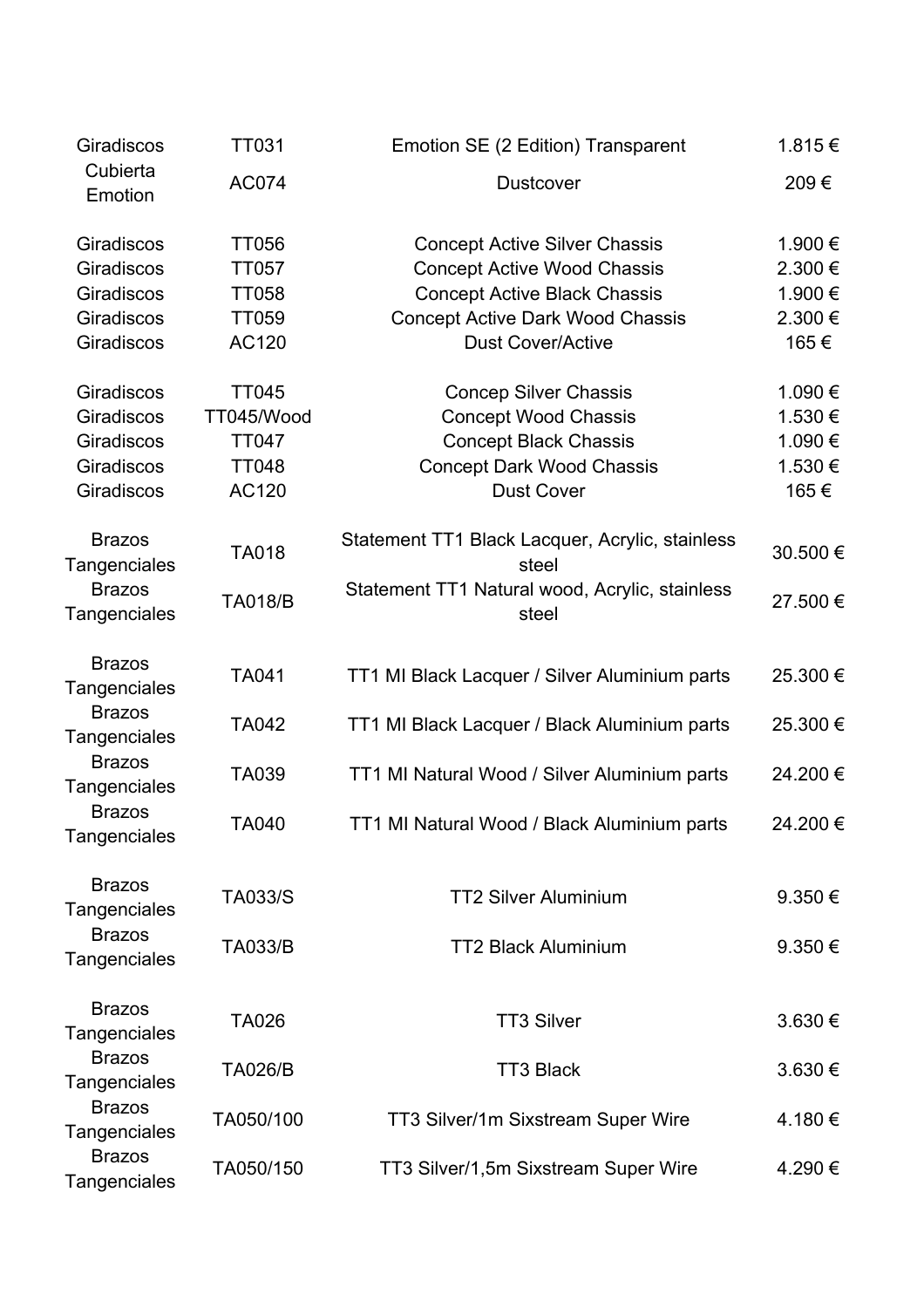| | | | |
|---|---|---|---|
| Giradiscos | TT031 | Emotion SE (2 Edition) Transparent | 1.815 € |
| Cubierta Emotion | AC074 | Dustcover | 209 € |
| | | | |
| Giradiscos | TT056 | Concept Active Silver Chassis | 1.900 € |
| Giradiscos | TT057 | Concept Active Wood Chassis | 2.300 € |
| Giradiscos | TT058 | Concept Active Black Chassis | 1.900 € |
| Giradiscos | TT059 | Concept Active Dark Wood Chassis | 2.300 € |
| Giradiscos | AC120 | Dust Cover/Active | 165 € |
| | | | |
| Giradiscos | TT045 | Concep Silver Chassis | 1.090 € |
| Giradiscos | TT045/Wood | Concept Wood Chassis | 1.530 € |
| Giradiscos | TT047 | Concept Black Chassis | 1.090 € |
| Giradiscos | TT048 | Concept Dark Wood Chassis | 1.530 € |
| Giradiscos | AC120 | Dust Cover | 165 € |
| | | | |
| Brazos Tangenciales | TA018 | Statement TT1 Black Lacquer, Acrylic, stainless steel | 30.500 € |
| Brazos Tangenciales | TA018/B | Statement TT1 Natural wood, Acrylic, stainless steel | 27.500 € |
| | | | |
| Brazos Tangenciales | TA041 | TT1 MI Black Lacquer / Silver Aluminium parts | 25.300 € |
| Brazos Tangenciales | TA042 | TT1 MI Black Lacquer / Black Aluminium parts | 25.300 € |
| Brazos Tangenciales | TA039 | TT1 MI Natural Wood / Silver Aluminium parts | 24.200 € |
| Brazos Tangenciales | TA040 | TT1 MI Natural Wood / Black Aluminium parts | 24.200 € |
| | | | |
| Brazos Tangenciales | TA033/S | TT2 Silver Aluminium | 9.350 € |
| Brazos Tangenciales | TA033/B | TT2 Black Aluminium | 9.350 € |
| | | | |
| Brazos Tangenciales | TA026 | TT3 Silver | 3.630 € |
| Brazos Tangenciales | TA026/B | TT3 Black | 3.630 € |
| Brazos Tangenciales | TA050/100 | TT3 Silver/1m Sixstream Super Wire | 4.180 € |
| Brazos Tangenciales | TA050/150 | TT3 Silver/1,5m Sixstream Super Wire | 4.290 € |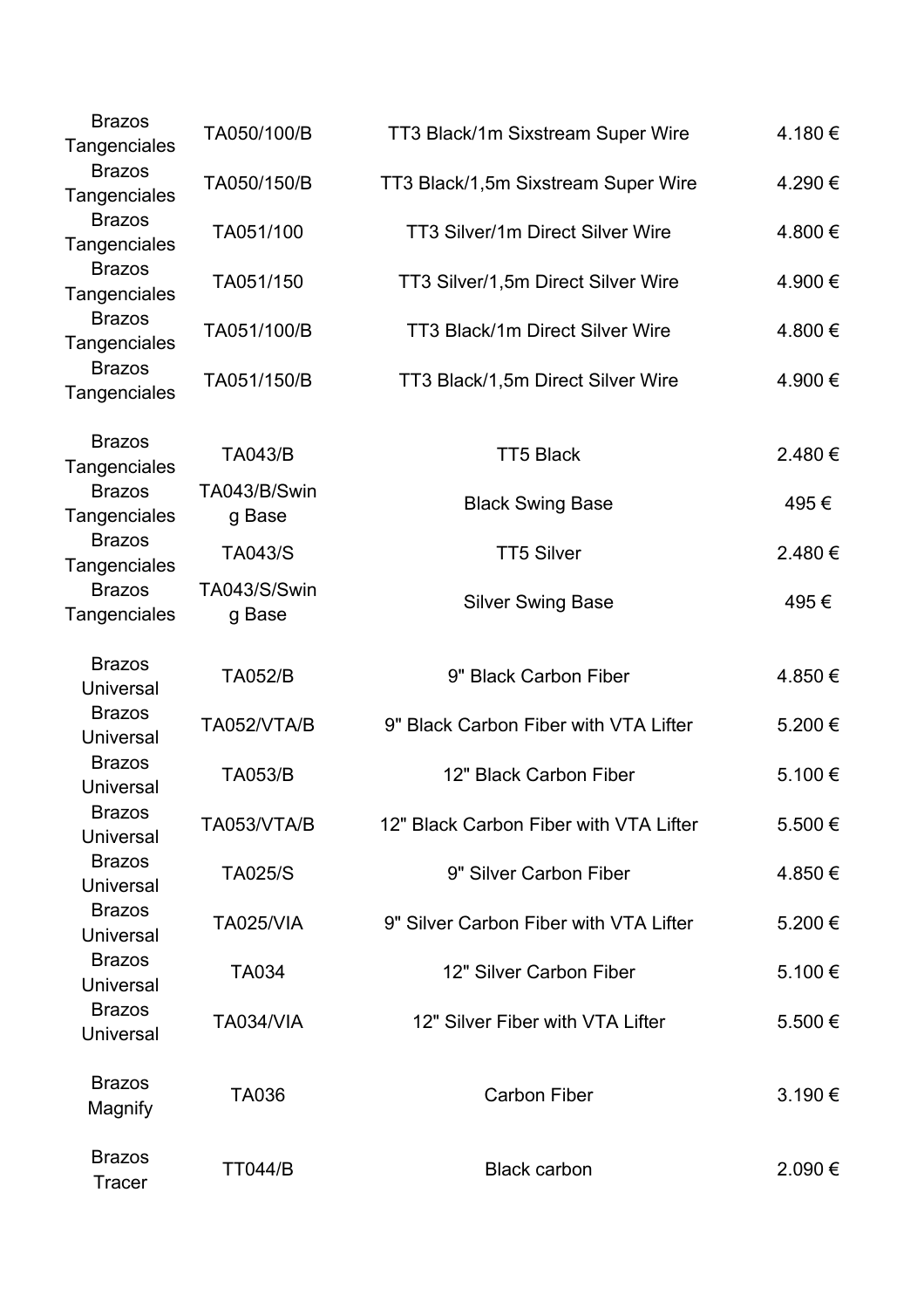| | | | |
|---|---|---|---|
| Brazos Tangenciales | TA050/100/B | TT3 Black/1m Sixstream Super Wire | 4.180 € |
| Brazos Tangenciales | TA050/150/B | TT3 Black/1,5m Sixstream Super Wire | 4.290 € |
| Brazos Tangenciales | TA051/100 | TT3 Silver/1m Direct Silver Wire | 4.800 € |
| Brazos Tangenciales | TA051/150 | TT3 Silver/1,5m Direct Silver Wire | 4.900 € |
| Brazos Tangenciales | TA051/100/B | TT3 Black/1m Direct Silver Wire | 4.800 € |
| Brazos Tangenciales | TA051/150/B | TT3 Black/1,5m Direct Silver Wire | 4.900 € |
| Brazos Tangenciales | TA043/B | TT5 Black | 2.480 € |
| Brazos Tangenciales | TA043/B/Swing Base | Black Swing Base | 495 € |
| Brazos Tangenciales | TA043/S | TT5 Silver | 2.480 € |
| Brazos Tangenciales | TA043/S/Swing Base | Silver Swing Base | 495 € |
| Brazos Universal | TA052/B | 9" Black Carbon Fiber | 4.850 € |
| Brazos Universal | TA052/VTA/B | 9" Black Carbon Fiber with VTA Lifter | 5.200 € |
| Brazos Universal | TA053/B | 12" Black Carbon Fiber | 5.100 € |
| Brazos Universal | TA053/VTA/B | 12" Black Carbon Fiber with VTA Lifter | 5.500 € |
| Brazos Universal | TA025/S | 9" Silver Carbon Fiber | 4.850 € |
| Brazos Universal | TA025/VIA | 9" Silver Carbon Fiber with VTA Lifter | 5.200 € |
| Brazos Universal | TA034 | 12" Silver Carbon Fiber | 5.100 € |
| Brazos Universal | TA034/VIA | 12" Silver Fiber with VTA Lifter | 5.500 € |
| Brazos Magnify | TA036 | Carbon Fiber | 3.190 € |
| Brazos Tracer | TT044/B | Black carbon | 2.090 € |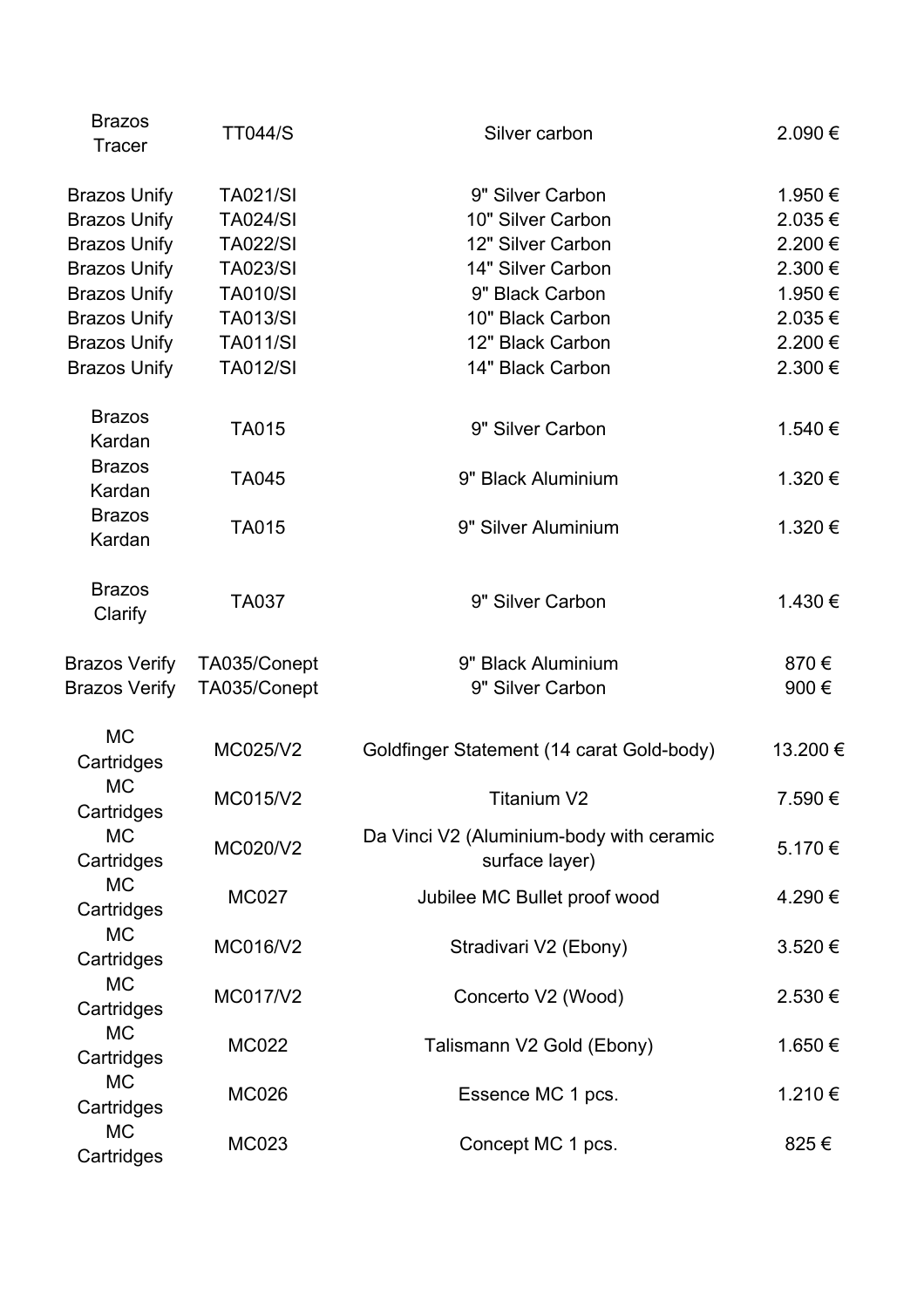| | | | |
|---|---|---|---|
| Brazos Tracer | TT044/S | Silver carbon | 2.090 € |
| | | | |
| Brazos Unify | TA021/SI | 9" Silver Carbon | 1.950 € |
| Brazos Unify | TA024/SI | 10" Silver Carbon | 2.035 € |
| Brazos Unify | TA022/SI | 12" Silver Carbon | 2.200 € |
| Brazos Unify | TA023/SI | 14" Silver Carbon | 2.300 € |
| Brazos Unify | TA010/SI | 9" Black Carbon | 1.950 € |
| Brazos Unify | TA013/SI | 10" Black Carbon | 2.035 € |
| Brazos Unify | TA011/SI | 12" Black Carbon | 2.200 € |
| Brazos Unify | TA012/SI | 14" Black Carbon | 2.300 € |
| | | | |
| Brazos Kardan | TA015 | 9" Silver Carbon | 1.540 € |
| Brazos Kardan | TA045 | 9" Black Aluminium | 1.320 € |
| Brazos Kardan | TA015 | 9" Silver Aluminium | 1.320 € |
| | | | |
| Brazos Clarify | TA037 | 9" Silver Carbon | 1.430 € |
| | | | |
| Brazos Verify | TA035/Conept | 9" Black Aluminium | 870 € |
| Brazos Verify | TA035/Conept | 9" Silver Carbon | 900 € |
| | | | |
| MC Cartridges | MC025/V2 | Goldfinger Statement (14 carat Gold-body) | 13.200 € |
| MC Cartridges | MC015/V2 | Titanium V2 | 7.590 € |
| MC Cartridges | MC020/V2 | Da Vinci V2 (Aluminium-body with ceramic surface layer) | 5.170 € |
| MC Cartridges | MC027 | Jubilee MC Bullet proof wood | 4.290 € |
| MC Cartridges | MC016/V2 | Stradivari V2 (Ebony) | 3.520 € |
| MC Cartridges | MC017/V2 | Concerto V2 (Wood) | 2.530 € |
| MC Cartridges | MC022 | Talismann V2 Gold (Ebony) | 1.650 € |
| MC Cartridges | MC026 | Essence MC 1 pcs. | 1.210 € |
| MC Cartridges | MC023 | Concept MC 1 pcs. | 825 € |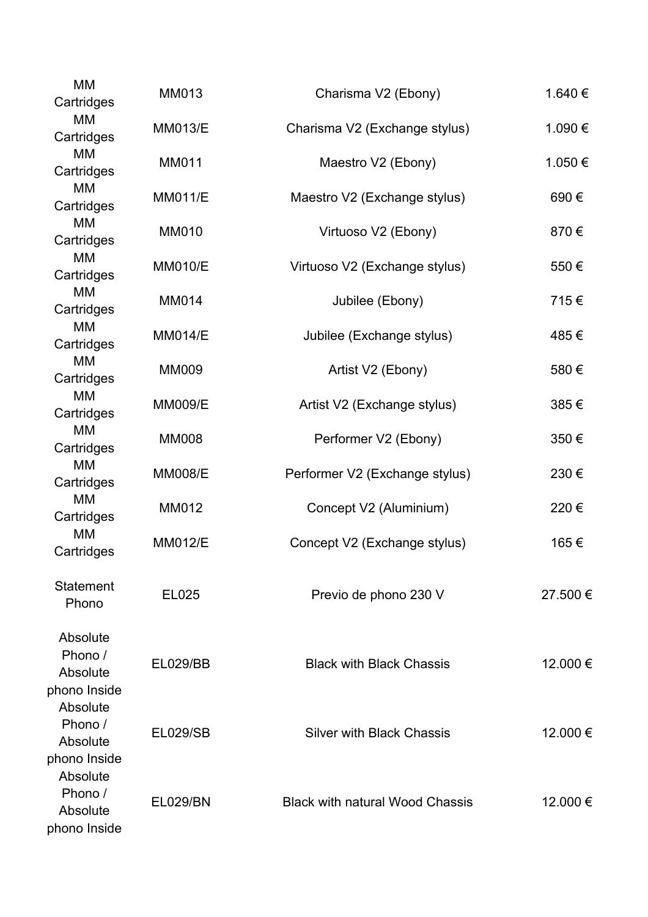| | | | |
|---|---|---|---|
| MM Cartridges | MM013 | Charisma V2 (Ebony) | 1.640 € |
| MM Cartridges | MM013/E | Charisma V2 (Exchange stylus) | 1.090 € |
| MM Cartridges | MM011 | Maestro V2 (Ebony) | 1.050 € |
| MM Cartridges | MM011/E | Maestro V2 (Exchange stylus) | 690 € |
| MM Cartridges | MM010 | Virtuoso V2 (Ebony) | 870 € |
| MM Cartridges | MM010/E | Virtuoso V2 (Exchange stylus) | 550 € |
| MM Cartridges | MM014 | Jubilee (Ebony) | 715 € |
| MM Cartridges | MM014/E | Jubilee (Exchange stylus) | 485 € |
| MM Cartridges | MM009 | Artist V2 (Ebony) | 580 € |
| MM Cartridges | MM009/E | Artist V2 (Exchange stylus) | 385 € |
| MM Cartridges | MM008 | Performer V2 (Ebony) | 350 € |
| MM Cartridges | MM008/E | Performer V2 (Exchange stylus) | 230 € |
| MM Cartridges | MM012 | Concept V2 (Aluminium) | 220 € |
| MM Cartridges | MM012/E | Concept V2 (Exchange stylus) | 165 € |
| Statement Phono | EL025 | Previo de phono 230 V | 27.500 € |
| Absolute Phono / Absolute phono Inside | EL029/BB | Black with Black Chassis | 12.000 € |
| Absolute Phono / Absolute phono Inside | EL029/SB | Silver with Black Chassis | 12.000 € |
| Absolute Phono / Absolute phono Inside | EL029/BN | Black with natural Wood Chassis | 12.000 € |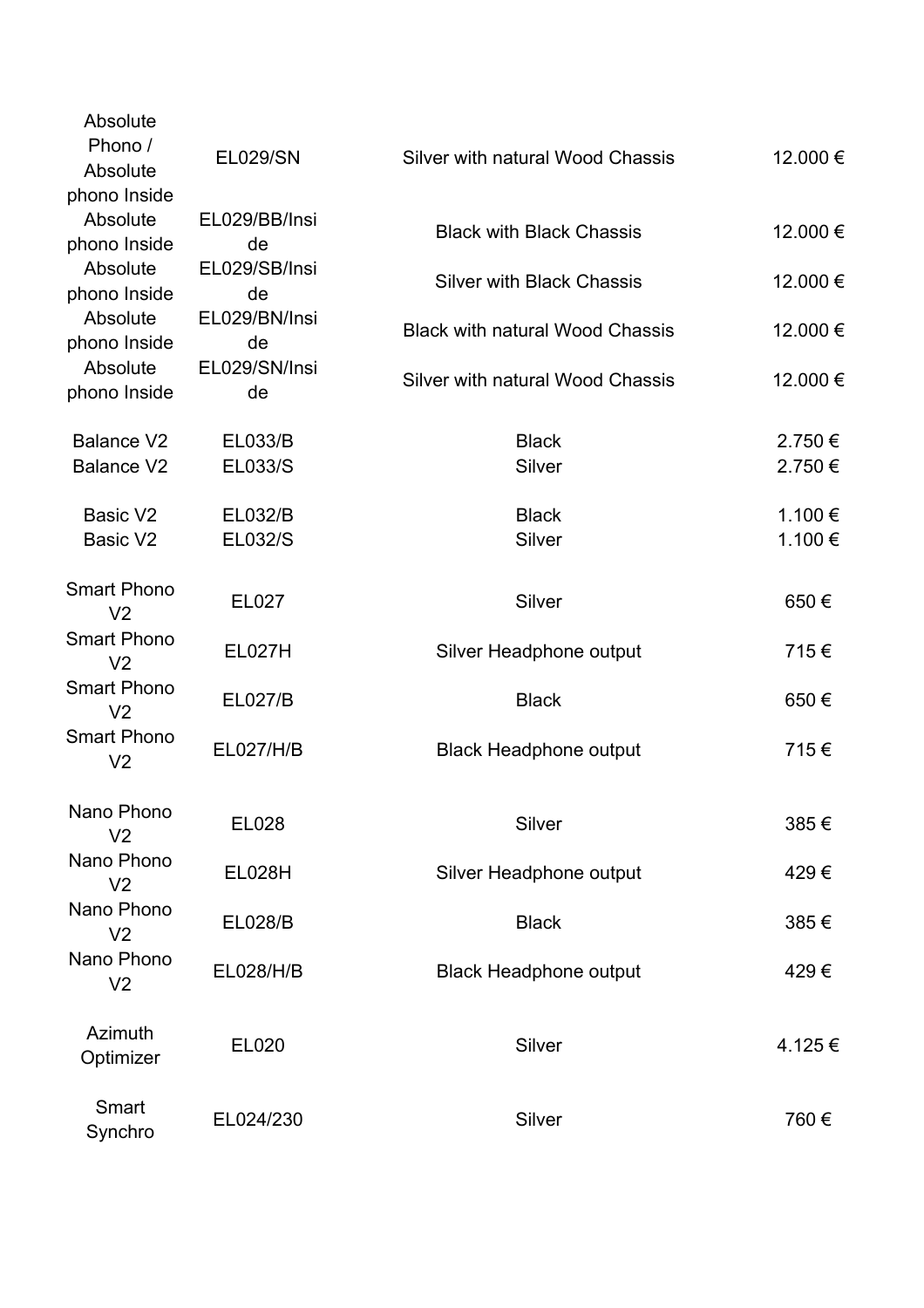| | | | |
|---|---|---|---|
| Absolute Phono / Absolute phono Inside | EL029/SN | Silver with natural Wood Chassis | 12.000 € |
| Absolute phono Inside | EL029/BB/Inside | Black with Black Chassis | 12.000 € |
| Absolute phono Inside | EL029/SB/Inside | Silver with Black Chassis | 12.000 € |
| Absolute phono Inside | EL029/BN/Inside | Black with natural Wood Chassis | 12.000 € |
| Absolute phono Inside | EL029/SN/Inside | Silver with natural Wood Chassis | 12.000 € |
| | | | |
| Balance V2 | EL033/B | Black | 2.750 € |
| Balance V2 | EL033/S | Silver | 2.750 € |
| | | | |
| Basic V2 | EL032/B | Black | 1.100 € |
| Basic V2 | EL032/S | Silver | 1.100 € |
| | | | |
| Smart Phono V2 | EL027 | Silver | 650 € |
| Smart Phono V2 | EL027H | Silver Headphone output | 715 € |
| Smart Phono V2 | EL027/B | Black | 650 € |
| Smart Phono V2 | EL027/H/B | Black Headphone output | 715 € |
| | | | |
| Nano Phono V2 | EL028 | Silver | 385 € |
| Nano Phono V2 | EL028H | Silver Headphone output | 429 € |
| Nano Phono V2 | EL028/B | Black | 385 € |
| Nano Phono V2 | EL028/H/B | Black Headphone output | 429 € |
| | | | |
| Azimuth Optimizer | EL020 | Silver | 4.125 € |
| | | | |
| Smart Synchro | EL024/230 | Silver | 760 € |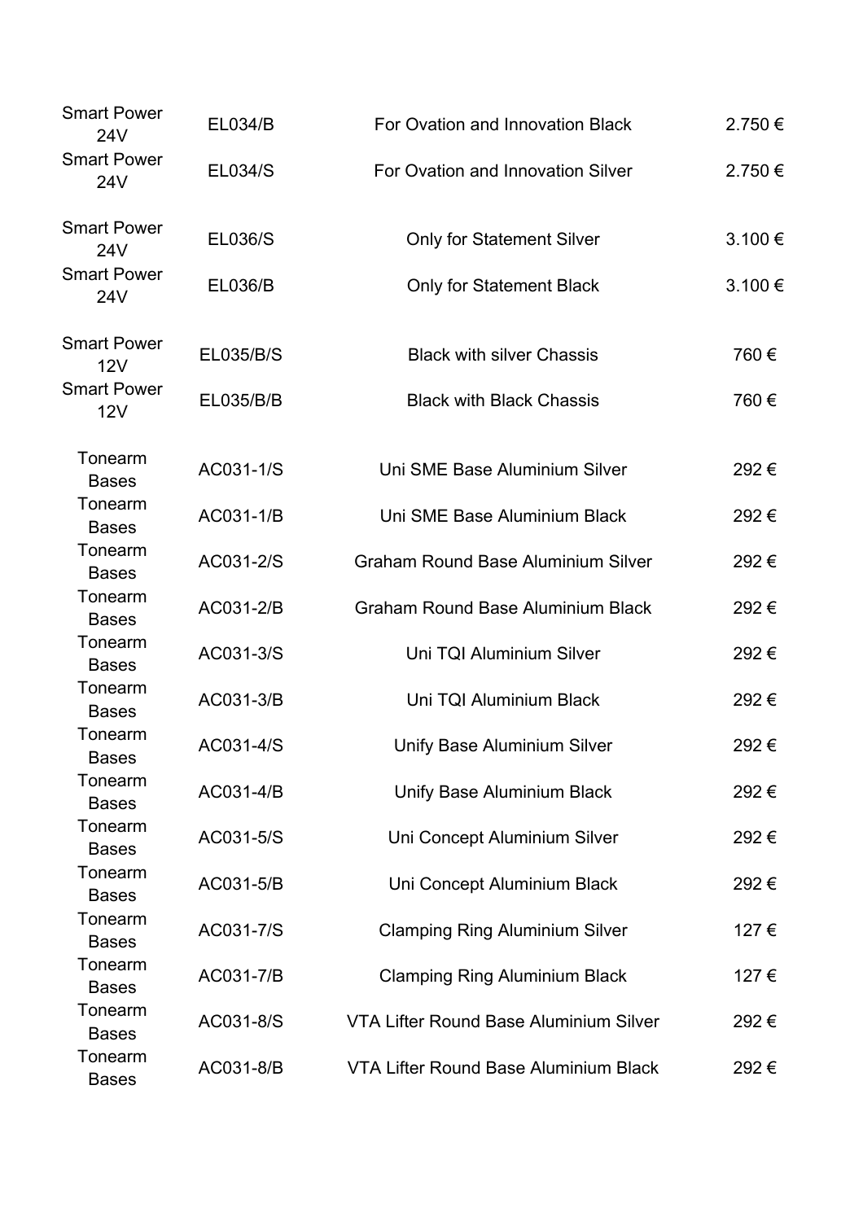| | | | |
|---|---|---|---|
| Smart Power 24V | EL034/B | For Ovation and Innovation Black | 2.750 € |
| Smart Power 24V | EL034/S | For Ovation and Innovation Silver | 2.750 € |
| Smart Power 24V | EL036/S | Only for Statement Silver | 3.100 € |
| Smart Power 24V | EL036/B | Only for Statement Black | 3.100 € |
| Smart Power 12V | EL035/B/S | Black with silver Chassis | 760 € |
| Smart Power 12V | EL035/B/B | Black with Black Chassis | 760 € |
| Tonearm Bases | AC031-1/S | Uni SME Base Aluminium Silver | 292 € |
| Tonearm Bases | AC031-1/B | Uni SME Base Aluminium Black | 292 € |
| Tonearm Bases | AC031-2/S | Graham Round Base Aluminium Silver | 292 € |
| Tonearm Bases | AC031-2/B | Graham Round Base Aluminium Black | 292 € |
| Tonearm Bases | AC031-3/S | Uni TQI Aluminium Silver | 292 € |
| Tonearm Bases | AC031-3/B | Uni TQI Aluminium Black | 292 € |
| Tonearm Bases | AC031-4/S | Unify Base Aluminium Silver | 292 € |
| Tonearm Bases | AC031-4/B | Unify Base Aluminium Black | 292 € |
| Tonearm Bases | AC031-5/S | Uni Concept Aluminium Silver | 292 € |
| Tonearm Bases | AC031-5/B | Uni Concept Aluminium Black | 292 € |
| Tonearm Bases | AC031-7/S | Clamping Ring Aluminium Silver | 127 € |
| Tonearm Bases | AC031-7/B | Clamping Ring Aluminium Black | 127 € |
| Tonearm Bases | AC031-8/S | VTA Lifter Round Base Aluminium Silver | 292 € |
| Tonearm Bases | AC031-8/B | VTA Lifter Round Base Aluminium Black | 292 € |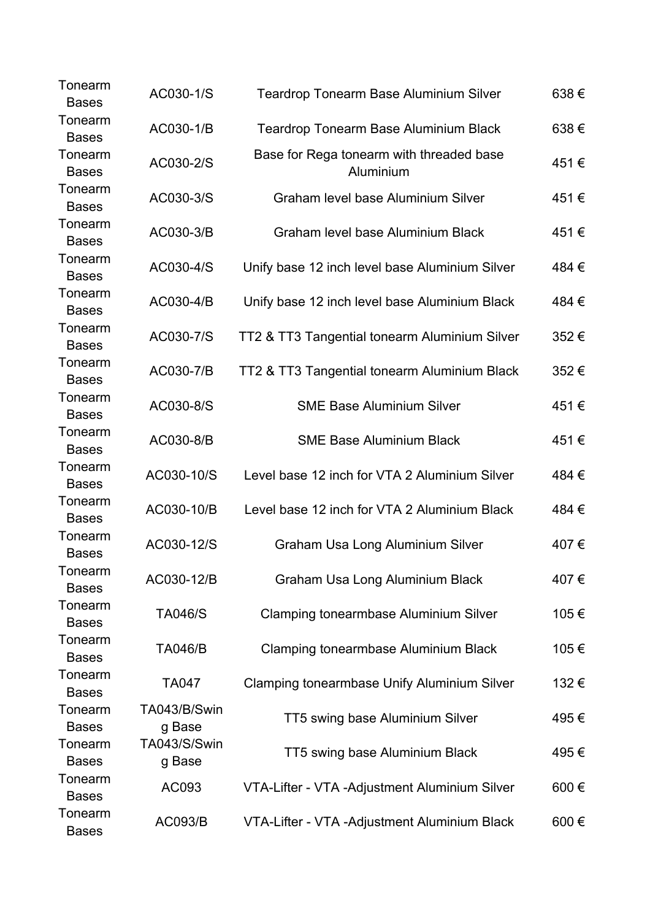| Tonearm Bases | AC030-1/S | Teardrop Tonearm Base Aluminium Silver | 638 € |
|---|---|---|---|
| Tonearm Bases | AC030-1/B | Teardrop Tonearm Base Aluminium Black | 638 € |
| Tonearm Bases | AC030-2/S | Base for Rega tonearm with threaded base Aluminium | 451 € |
| Tonearm Bases | AC030-3/S | Graham level base Aluminium Silver | 451 € |
| Tonearm Bases | AC030-3/B | Graham level base Aluminium Black | 451 € |
| Tonearm Bases | AC030-4/S | Unify base 12 inch level base Aluminium Silver | 484 € |
| Tonearm Bases | AC030-4/B | Unify base 12 inch level base Aluminium Black | 484 € |
| Tonearm Bases | AC030-7/S | TT2 & TT3 Tangential tonearm Aluminium Silver | 352 € |
| Tonearm Bases | AC030-7/B | TT2 & TT3 Tangential tonearm Aluminium Black | 352 € |
| Tonearm Bases | AC030-8/S | SME Base Aluminium Silver | 451 € |
| Tonearm Bases | AC030-8/B | SME Base Aluminium Black | 451 € |
| Tonearm Bases | AC030-10/S | Level base 12 inch for VTA 2 Aluminium Silver | 484 € |
| Tonearm Bases | AC030-10/B | Level base 12 inch for VTA 2 Aluminium Black | 484 € |
| Tonearm Bases | AC030-12/S | Graham Usa Long Aluminium Silver | 407 € |
| Tonearm Bases | AC030-12/B | Graham Usa Long Aluminium Black | 407 € |
| Tonearm Bases | TA046/S | Clamping tonearmbase Aluminium Silver | 105 € |
| Tonearm Bases | TA046/B | Clamping tonearmbase Aluminium Black | 105 € |
| Tonearm Bases | TA047 | Clamping tonearmbase Unify Aluminium Silver | 132 € |
| Tonearm Bases | TA043/B/Swing Base | TT5 swing base Aluminium Silver | 495 € |
| Tonearm Bases | TA043/S/Swing Base | TT5 swing base Aluminium Black | 495 € |
| Tonearm Bases | AC093 | VTA-Lifter - VTA -Adjustment Aluminium Silver | 600 € |
| Tonearm Bases | AC093/B | VTA-Lifter - VTA -Adjustment Aluminium Black | 600 € |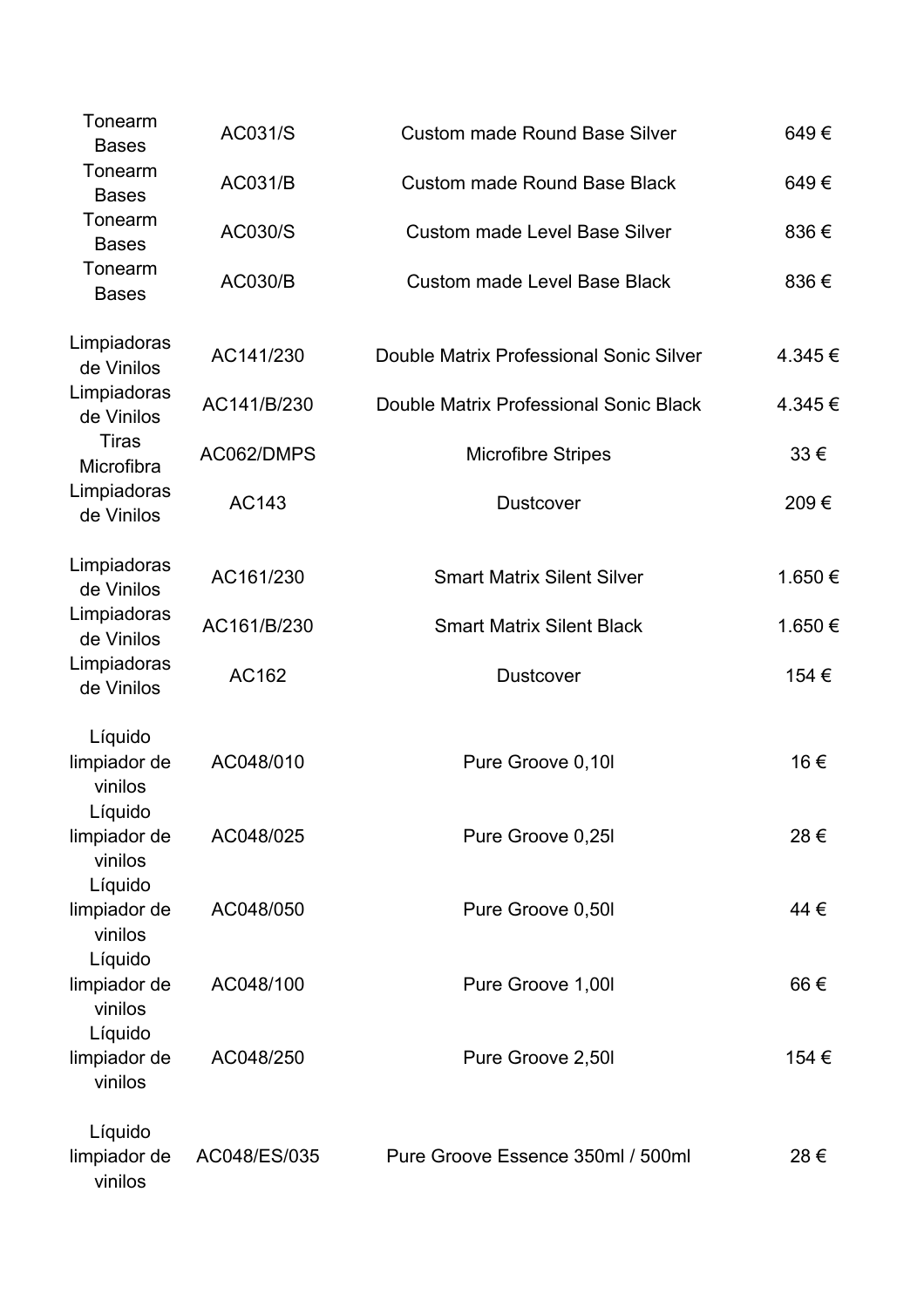| | | | |
|---|---|---|---|
| Tonearm Bases | AC031/S | Custom made Round Base Silver | 649 € |
| Tonearm Bases | AC031/B | Custom made Round Base Black | 649 € |
| Tonearm Bases | AC030/S | Custom made Level Base Silver | 836 € |
| Tonearm Bases | AC030/B | Custom made Level Base Black | 836 € |
| | | | |
| Limpiadoras de Vinilos | AC141/230 | Double Matrix Professional Sonic Silver | 4.345 € |
| Limpiadoras de Vinilos | AC141/B/230 | Double Matrix Professional Sonic Black | 4.345 € |
| Tiras Microfibra | AC062/DMPS | Microfibre Stripes | 33 € |
| Limpiadoras de Vinilos | AC143 | Dustcover | 209 € |
| | | | |
| Limpiadoras de Vinilos | AC161/230 | Smart Matrix Silent Silver | 1.650 € |
| Limpiadoras de Vinilos | AC161/B/230 | Smart Matrix Silent Black | 1.650 € |
| Limpiadoras de Vinilos | AC162 | Dustcover | 154 € |
| | | | |
| Líquido limpiador de vinilos | AC048/010 | Pure Groove 0,10l | 16 € |
| Líquido limpiador de vinilos | AC048/025 | Pure Groove 0,25l | 28 € |
| Líquido limpiador de vinilos | AC048/050 | Pure Groove 0,50l | 44 € |
| Líquido limpiador de vinilos | AC048/100 | Pure Groove 1,00l | 66 € |
| Líquido limpiador de vinilos | AC048/250 | Pure Groove 2,50l | 154 € |
| | | | |
| Líquido limpiador de vinilos | AC048/ES/035 | Pure Groove Essence 350ml / 500ml | 28 € |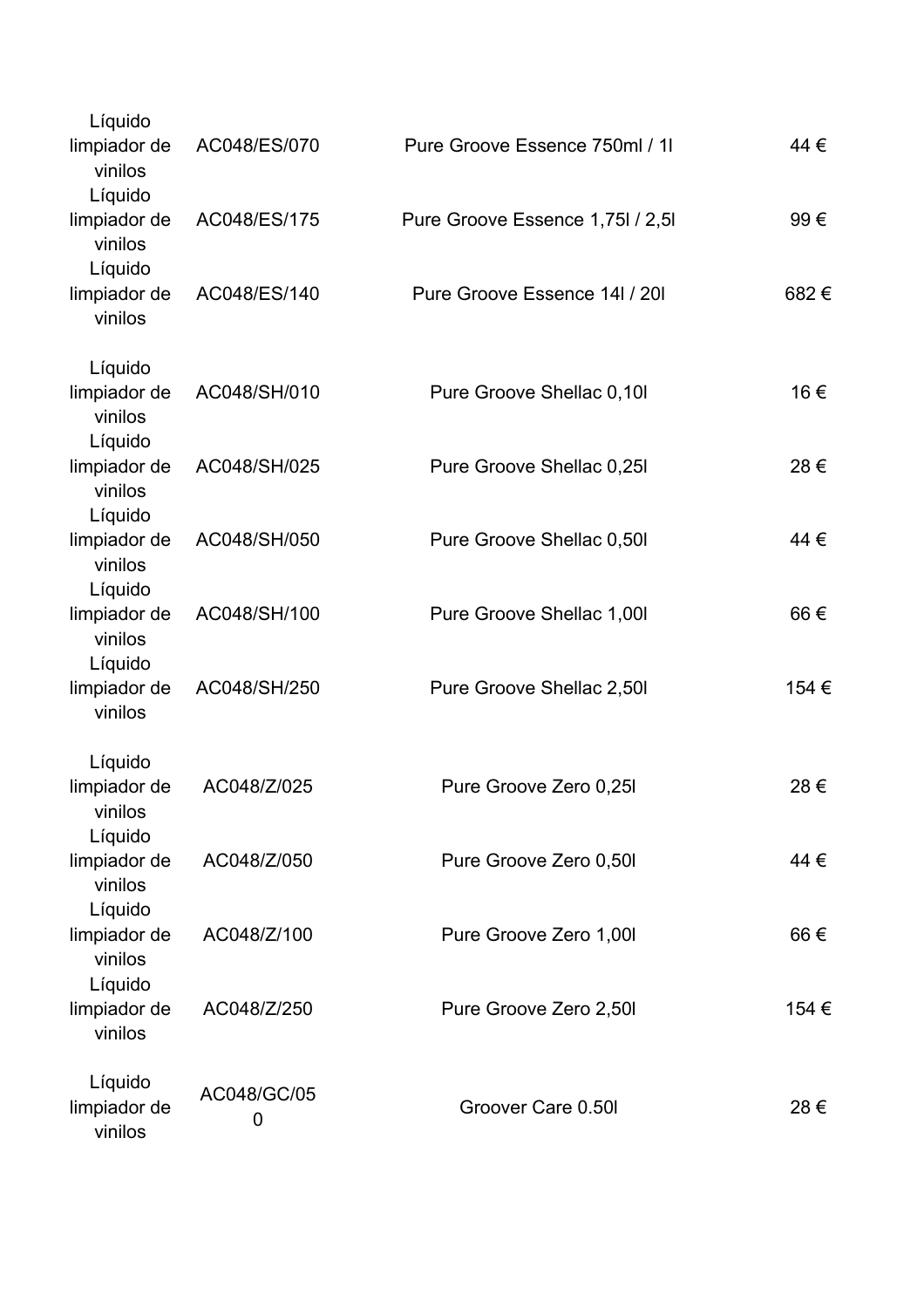| | | | |
|---|---|---|---|
| Líquido limpiador de vinilos | AC048/ES/070 | Pure Groove Essence 750ml / 1l | 44 € |
| Líquido limpiador de vinilos | AC048/ES/175 | Pure Groove Essence 1,75l / 2,5l | 99 € |
| Líquido limpiador de vinilos | AC048/ES/140 | Pure Groove Essence 14l / 20l | 682 € |
| Líquido limpiador de vinilos | AC048/SH/010 | Pure Groove Shellac 0,10l | 16 € |
| Líquido limpiador de vinilos | AC048/SH/025 | Pure Groove Shellac 0,25l | 28 € |
| Líquido limpiador de vinilos | AC048/SH/050 | Pure Groove Shellac 0,50l | 44 € |
| Líquido limpiador de vinilos | AC048/SH/100 | Pure Groove Shellac 1,00l | 66 € |
| Líquido limpiador de vinilos | AC048/SH/250 | Pure Groove Shellac 2,50l | 154 € |
| Líquido limpiador de vinilos | AC048/Z/025 | Pure Groove Zero 0,25l | 28 € |
| Líquido limpiador de vinilos | AC048/Z/050 | Pure Groove Zero 0,50l | 44 € |
| Líquido limpiador de vinilos | AC048/Z/100 | Pure Groove Zero 1,00l | 66 € |
| Líquido limpiador de vinilos | AC048/Z/250 | Pure Groove Zero 2,50l | 154 € |
| Líquido limpiador de vinilos | AC048/GC/050 | Groover Care 0.50l | 28 € |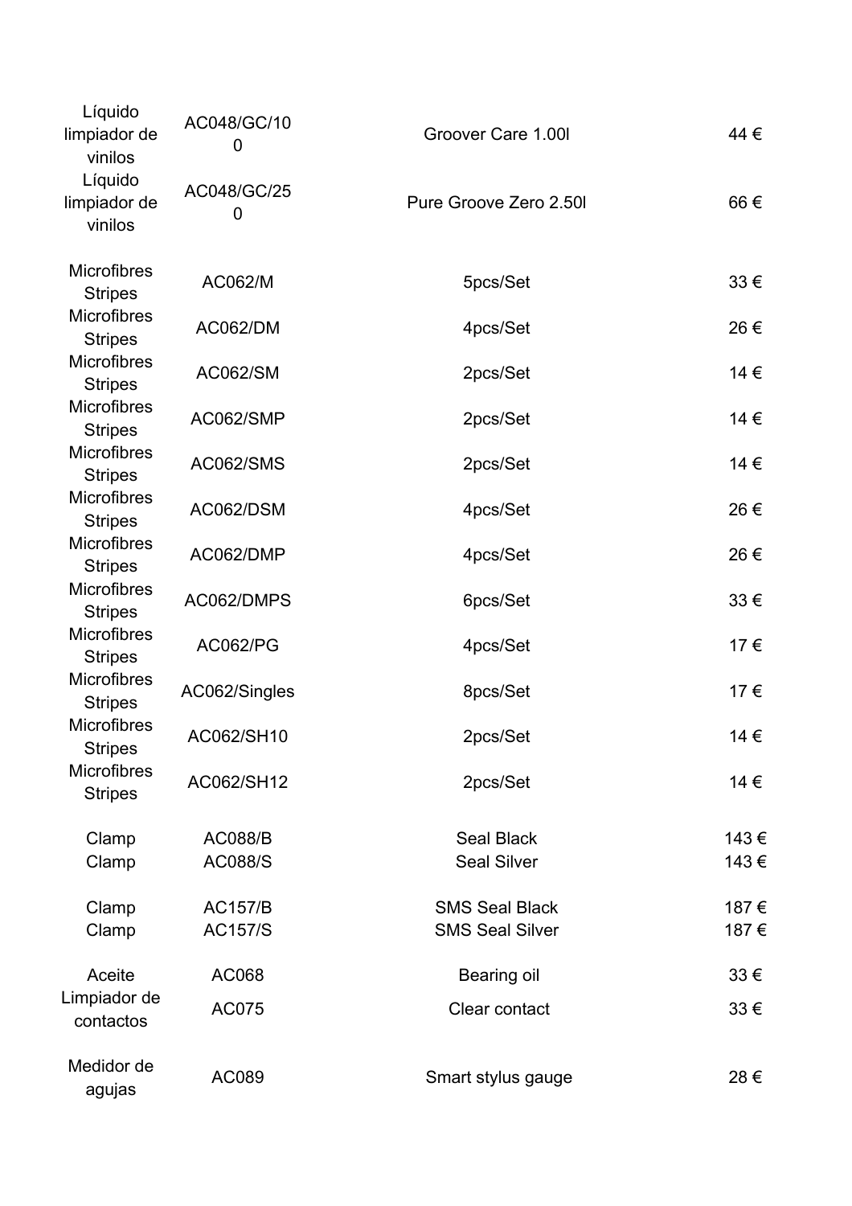| | | | |
|---|---|---|---|
| Líquido limpiador de vinilos | AC048/GC/100 | Groover Care 1.00l | 44 € |
| Líquido limpiador de vinilos | AC048/GC/250 | Pure Groove Zero 2.50l | 66 € |
| | | | |
| Microfibres Stripes | AC062/M | 5pcs/Set | 33 € |
| Microfibres Stripes | AC062/DM | 4pcs/Set | 26 € |
| Microfibres Stripes | AC062/SM | 2pcs/Set | 14 € |
| Microfibres Stripes | AC062/SMP | 2pcs/Set | 14 € |
| Microfibres Stripes | AC062/SMS | 2pcs/Set | 14 € |
| Microfibres Stripes | AC062/DSM | 4pcs/Set | 26 € |
| Microfibres Stripes | AC062/DMP | 4pcs/Set | 26 € |
| Microfibres Stripes | AC062/DMPS | 6pcs/Set | 33 € |
| Microfibres Stripes | AC062/PG | 4pcs/Set | 17 € |
| Microfibres Stripes | AC062/Singles | 8pcs/Set | 17 € |
| Microfibres Stripes | AC062/SH10 | 2pcs/Set | 14 € |
| Microfibres Stripes | AC062/SH12 | 2pcs/Set | 14 € |
| | | | |
| Clamp | AC088/B | Seal Black | 143 € |
| Clamp | AC088/S | Seal Silver | 143 € |
| | | | |
| Clamp | AC157/B | SMS Seal Black | 187 € |
| Clamp | AC157/S | SMS Seal Silver | 187 € |
| | | | |
| Aceite | AC068 | Bearing oil | 33 € |
| Limpiador de contactos | AC075 | Clear contact | 33 € |
| | | | |
| Medidor de agujas | AC089 | Smart stylus gauge | 28 € |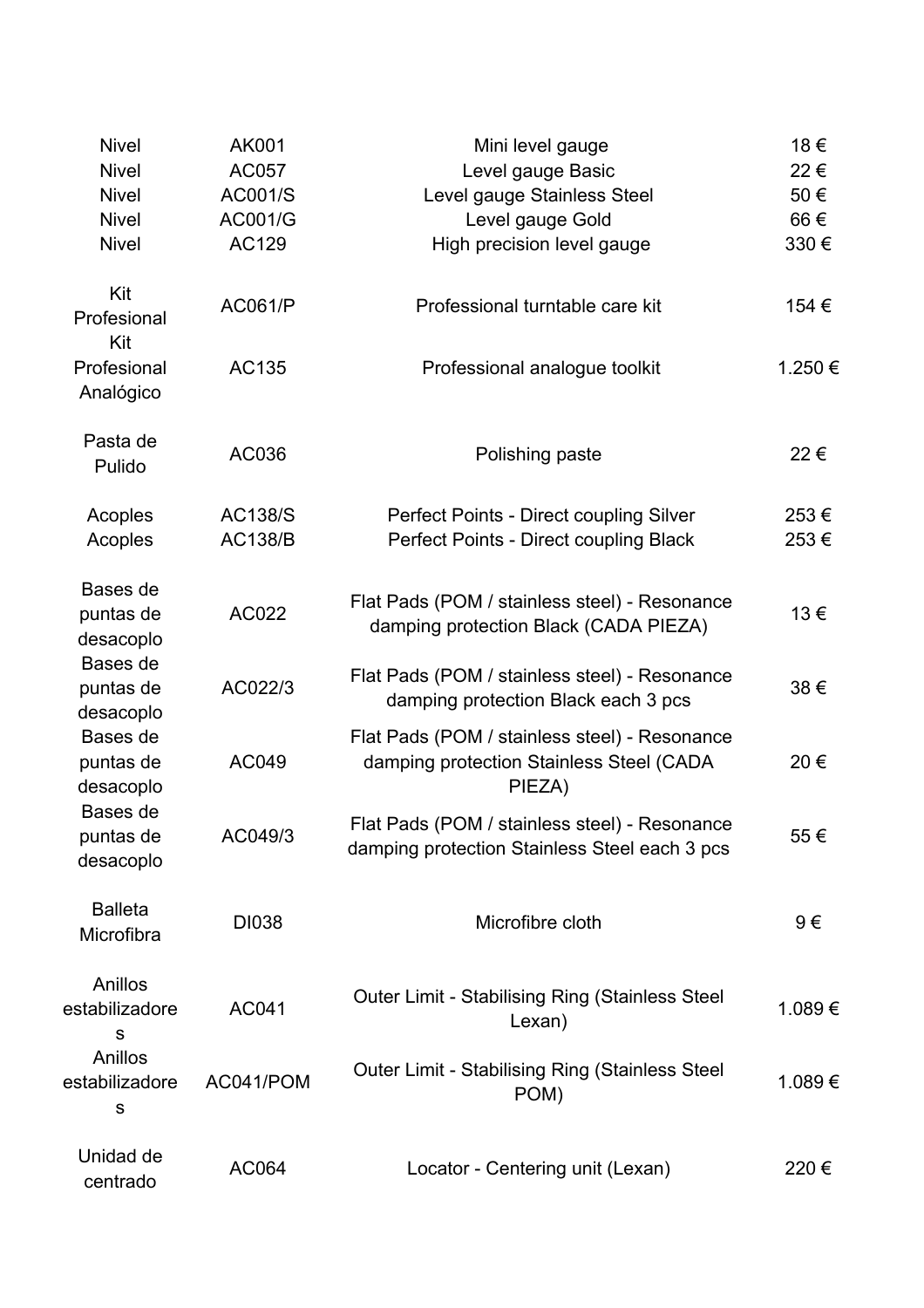| | | | |
|---|---|---|---|
| Nivel | AK001 | Mini level gauge | 18 € |
| Nivel | AC057 | Level gauge Basic | 22 € |
| Nivel | AC001/S | Level gauge Stainless Steel | 50 € |
| Nivel | AC001/G | Level gauge Gold | 66 € |
| Nivel | AC129 | High precision level gauge | 330 € |
| | | | |
| Kit Profesional | AC061/P | Professional turntable care kit | 154 € |
| Kit Profesional Analógico | AC135 | Professional analogue toolkit | 1.250 € |
| | | | |
| Pasta de Pulido | AC036 | Polishing paste | 22 € |
| | | | |
| Acoples | AC138/S | Perfect Points - Direct coupling Silver | 253 € |
| Acoples | AC138/B | Perfect Points - Direct coupling Black | 253 € |
| | | | |
| Bases de puntas de desacoplo | AC022 | Flat Pads (POM / stainless steel) - Resonance damping protection Black (CADA PIEZA) | 13 € |
| Bases de puntas de desacoplo | AC022/3 | Flat Pads (POM / stainless steel) - Resonance damping protection Black each 3 pcs | 38 € |
| Bases de puntas de desacoplo | AC049 | Flat Pads (POM / stainless steel) - Resonance damping protection Stainless Steel (CADA PIEZA) | 20 € |
| Bases de puntas de desacoplo | AC049/3 | Flat Pads (POM / stainless steel) - Resonance damping protection Stainless Steel each 3 pcs | 55 € |
| | | | |
| Balleta Microfibra | DI038 | Microfibre cloth | 9 € |
| | | | |
| Anillos estabilizadores | AC041 | Outer Limit - Stabilising Ring (Stainless Steel Lexan) | 1.089 € |
| Anillos estabilizadores | AC041/POM | Outer Limit - Stabilising Ring (Stainless Steel POM) | 1.089 € |
| | | | |
| Unidad de centrado | AC064 | Locator - Centering unit (Lexan) | 220 € |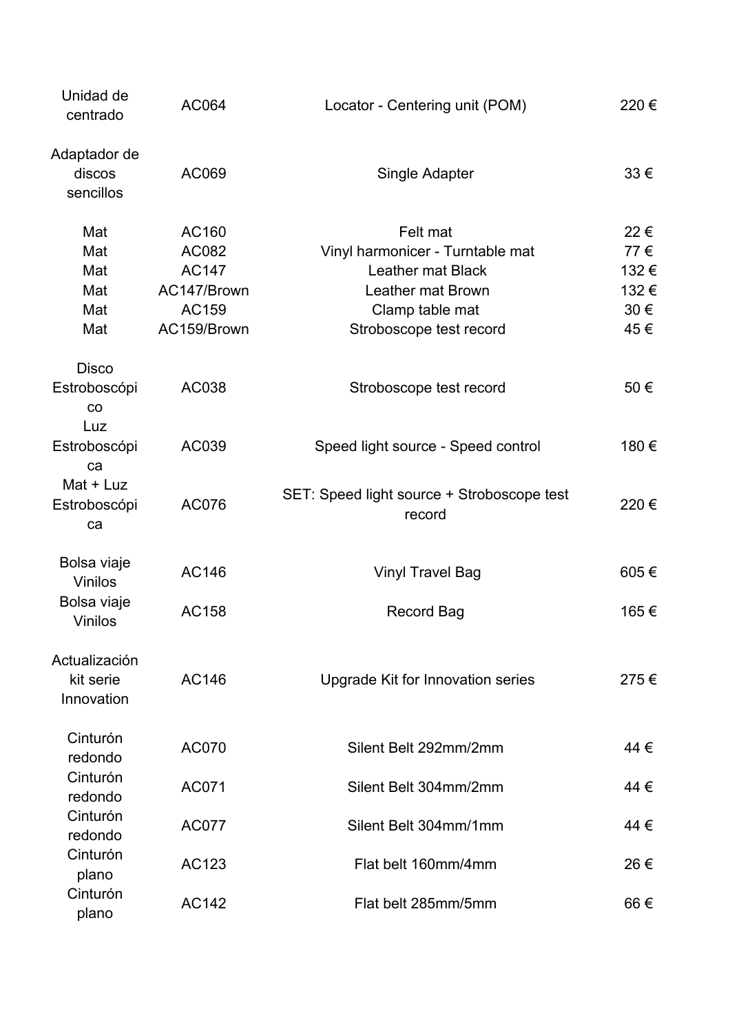| | | | |
|---|---|---|---|
| Unidad de centrado | AC064 | Locator - Centering unit (POM) | 220 € |
| Adaptador de discos sencillos | AC069 | Single Adapter | 33 € |
| Mat | AC160 | Felt mat | 22 € |
| Mat | AC082 | Vinyl harmonicer - Turntable mat | 77 € |
| Mat | AC147 | Leather mat Black | 132 € |
| Mat | AC147/Brown | Leather mat Brown | 132 € |
| Mat | AC159 | Clamp table mat | 30 € |
| Mat | AC159/Brown | Stroboscope test record | 45 € |
| Disco Estroboscópico | AC038 | Stroboscope test record | 50 € |
| Luz Estroboscópica | AC039 | Speed light source - Speed control | 180 € |
| Mat + Luz Estroboscópica | AC076 | SET: Speed light source + Stroboscope test record | 220 € |
| Bolsa viaje Vinilos | AC146 | Vinyl Travel Bag | 605 € |
| Bolsa viaje Vinilos | AC158 | Record Bag | 165 € |
| Actualización kit serie Innovation | AC146 | Upgrade Kit for Innovation series | 275 € |
| Cinturón redondo | AC070 | Silent Belt 292mm/2mm | 44 € |
| Cinturón redondo | AC071 | Silent Belt 304mm/2mm | 44 € |
| Cinturón redondo | AC077 | Silent Belt 304mm/1mm | 44 € |
| Cinturón plano | AC123 | Flat belt 160mm/4mm | 26 € |
| Cinturón plano | AC142 | Flat belt 285mm/5mm | 66 € |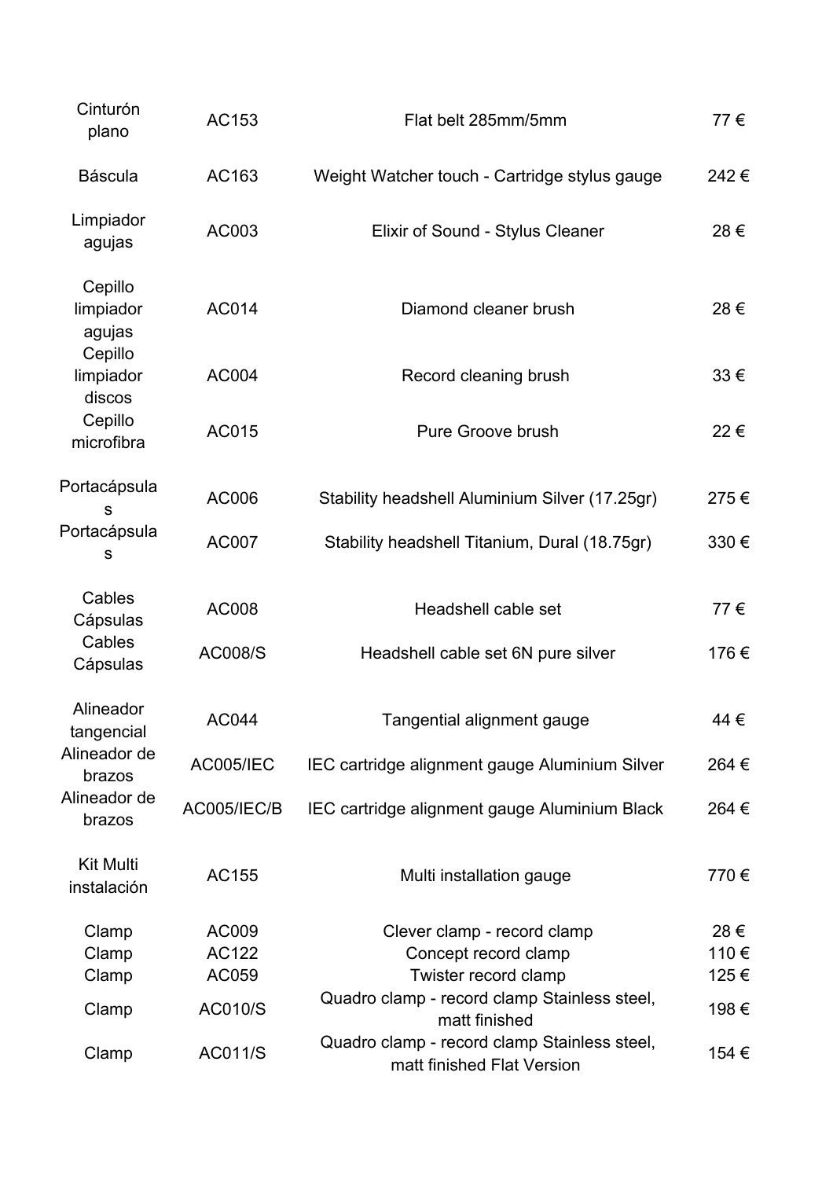| Cinturón plano | AC153 | Flat belt 285mm/5mm | 77 € |
|---|---|---|---|
| Báscula | AC163 | Weight Watcher touch - Cartridge stylus gauge | 242 € |
| Limpiador agujas | AC003 | Elixir of Sound - Stylus Cleaner | 28 € |
| Cepillo limpiador agujas | AC014 | Diamond cleaner brush | 28 € |
| Cepillo limpiador discos | AC004 | Record cleaning brush | 33 € |
| Cepillo microfibra | AC015 | Pure Groove brush | 22 € |
| Portacápsulas | AC006 | Stability headshell Aluminium Silver (17.25gr) | 275 € |
| Portacápsulas | AC007 | Stability headshell Titanium, Dural (18.75gr) | 330 € |
| Cables Cápsulas | AC008 | Headshell cable set | 77 € |
| Cables Cápsulas | AC008/S | Headshell cable set 6N pure silver | 176 € |
| Alineador tangencial | AC044 | Tangential alignment gauge | 44 € |
| Alineador de brazos | AC005/IEC | IEC cartridge alignment gauge Aluminium Silver | 264 € |
| Alineador de brazos | AC005/IEC/B | IEC cartridge alignment gauge Aluminium Black | 264 € |
| Kit Multi instalación | AC155 | Multi installation gauge | 770 € |
| Clamp | AC009 | Clever clamp - record clamp | 28 € |
| Clamp | AC122 | Concept record clamp | 110 € |
| Clamp | AC059 | Twister record clamp | 125 € |
| Clamp | AC010/S | Quadro clamp - record clamp Stainless steel, matt finished | 198 € |
| Clamp | AC011/S | Quadro clamp - record clamp Stainless steel, matt finished Flat Version | 154 € |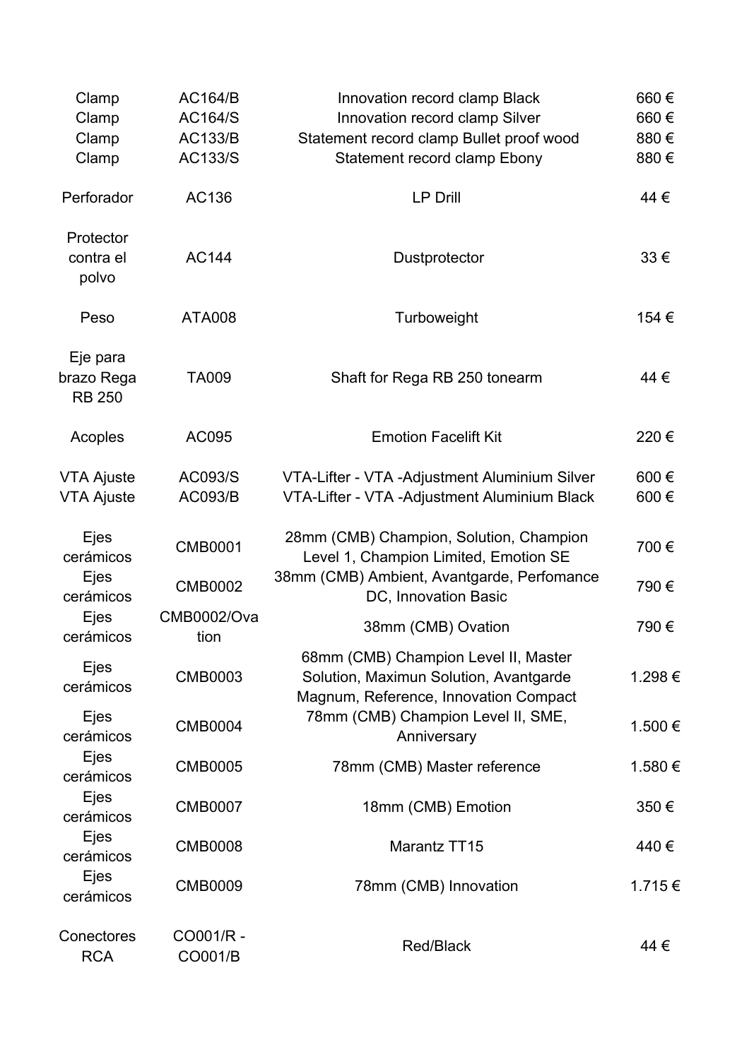| | | | |
|---|---|---|---|
| Clamp | AC164/B | Innovation record clamp Black | 660 € |
| Clamp | AC164/S | Innovation record clamp Silver | 660 € |
| Clamp | AC133/B | Statement record clamp Bullet proof wood | 880 € |
| Clamp | AC133/S | Statement record clamp Ebony | 880 € |
| Perforador | AC136 | LP Drill | 44 € |
| Protector contra el polvo | AC144 | Dustprotector | 33 € |
| Peso | ATA008 | Turboweight | 154 € |
| Eje para brazo Rega RB 250 | TA009 | Shaft for Rega RB 250 tonearm | 44 € |
| Acoples | AC095 | Emotion Facelift Kit | 220 € |
| VTA Ajuste | AC093/S | VTA-Lifter - VTA -Adjustment Aluminium Silver | 600 € |
| VTA Ajuste | AC093/B | VTA-Lifter - VTA -Adjustment Aluminium Black | 600 € |
| Ejes cerámicos | CMB0001 | 28mm (CMB) Champion, Solution, Champion Level 1, Champion Limited, Emotion SE | 700 € |
| Ejes cerámicos | CMB0002 | 38mm (CMB) Ambient, Avantgarde, Perfomance DC, Innovation Basic | 790 € |
| Ejes cerámicos | CMB0002/Ovation | 38mm (CMB) Ovation | 790 € |
| Ejes cerámicos | CMB0003 | 68mm (CMB) Champion Level II, Master Solution, Maximun Solution, Avantgarde Magnum, Reference, Innovation Compact | 1.298 € |
| Ejes cerámicos | CMB0004 | 78mm (CMB) Champion Level II, SME, Anniversary | 1.500 € |
| Ejes cerámicos | CMB0005 | 78mm (CMB) Master reference | 1.580 € |
| Ejes cerámicos | CMB0007 | 18mm (CMB) Emotion | 350 € |
| Ejes cerámicos | CMB0008 | Marantz TT15 | 440 € |
| Ejes cerámicos | CMB0009 | 78mm (CMB) Innovation | 1.715 € |
| Conectores RCA | CO001/R - CO001/B | Red/Black | 44 € |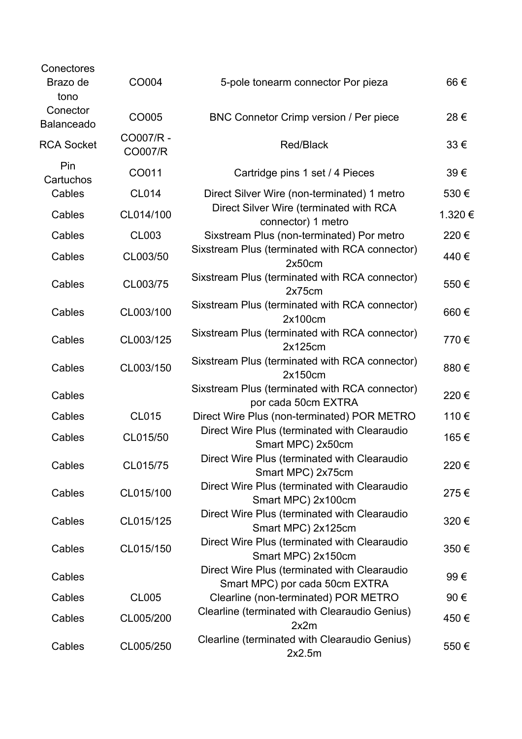| | | | |
|---|---|---|---|
| Conectores Brazo de tono | CO004 | 5-pole tonearm connector Por pieza | 66 € |
| Conector Balanceado | CO005 | BNC Connetor Crimp version / Per piece | 28 € |
| RCA Socket | CO007/R - CO007/R | Red/Black | 33 € |
| Pin Cartuchos | CO011 | Cartridge pins 1 set / 4 Pieces | 39 € |
| Cables | CL014 | Direct Silver Wire (non-terminated) 1 metro | 530 € |
| Cables | CL014/100 | Direct Silver Wire (terminated with RCA connector) 1 metro | 1.320 € |
| Cables | CL003 | Sixstream Plus (non-terminated) Por metro | 220 € |
| Cables | CL003/50 | Sixstream Plus (terminated with RCA connector) 2x50cm | 440 € |
| Cables | CL003/75 | Sixstream Plus (terminated with RCA connector) 2x75cm | 550 € |
| Cables | CL003/100 | Sixstream Plus (terminated with RCA connector) 2x100cm | 660 € |
| Cables | CL003/125 | Sixstream Plus (terminated with RCA connector) 2x125cm | 770 € |
| Cables | CL003/150 | Sixstream Plus (terminated with RCA connector) 2x150cm | 880 € |
| Cables | | Sixstream Plus (terminated with RCA connector) por cada 50cm EXTRA | 220 € |
| Cables | CL015 | Direct Wire Plus (non-terminated) POR METRO | 110 € |
| Cables | CL015/50 | Direct Wire Plus (terminated with Clearaudio Smart MPC) 2x50cm | 165 € |
| Cables | CL015/75 | Direct Wire Plus (terminated with Clearaudio Smart MPC) 2x75cm | 220 € |
| Cables | CL015/100 | Direct Wire Plus (terminated with Clearaudio Smart MPC) 2x100cm | 275 € |
| Cables | CL015/125 | Direct Wire Plus (terminated with Clearaudio Smart MPC) 2x125cm | 320 € |
| Cables | CL015/150 | Direct Wire Plus (terminated with Clearaudio Smart MPC) 2x150cm | 350 € |
| Cables | | Direct Wire Plus (terminated with Clearaudio Smart MPC) por cada 50cm EXTRA | 99 € |
| Cables | CL005 | Clearline (non-terminated) POR METRO | 90 € |
| Cables | CL005/200 | Clearline (terminated with Clearaudio Genius) 2x2m | 450 € |
| Cables | CL005/250 | Clearline (terminated with Clearaudio Genius) 2x2.5m | 550 € |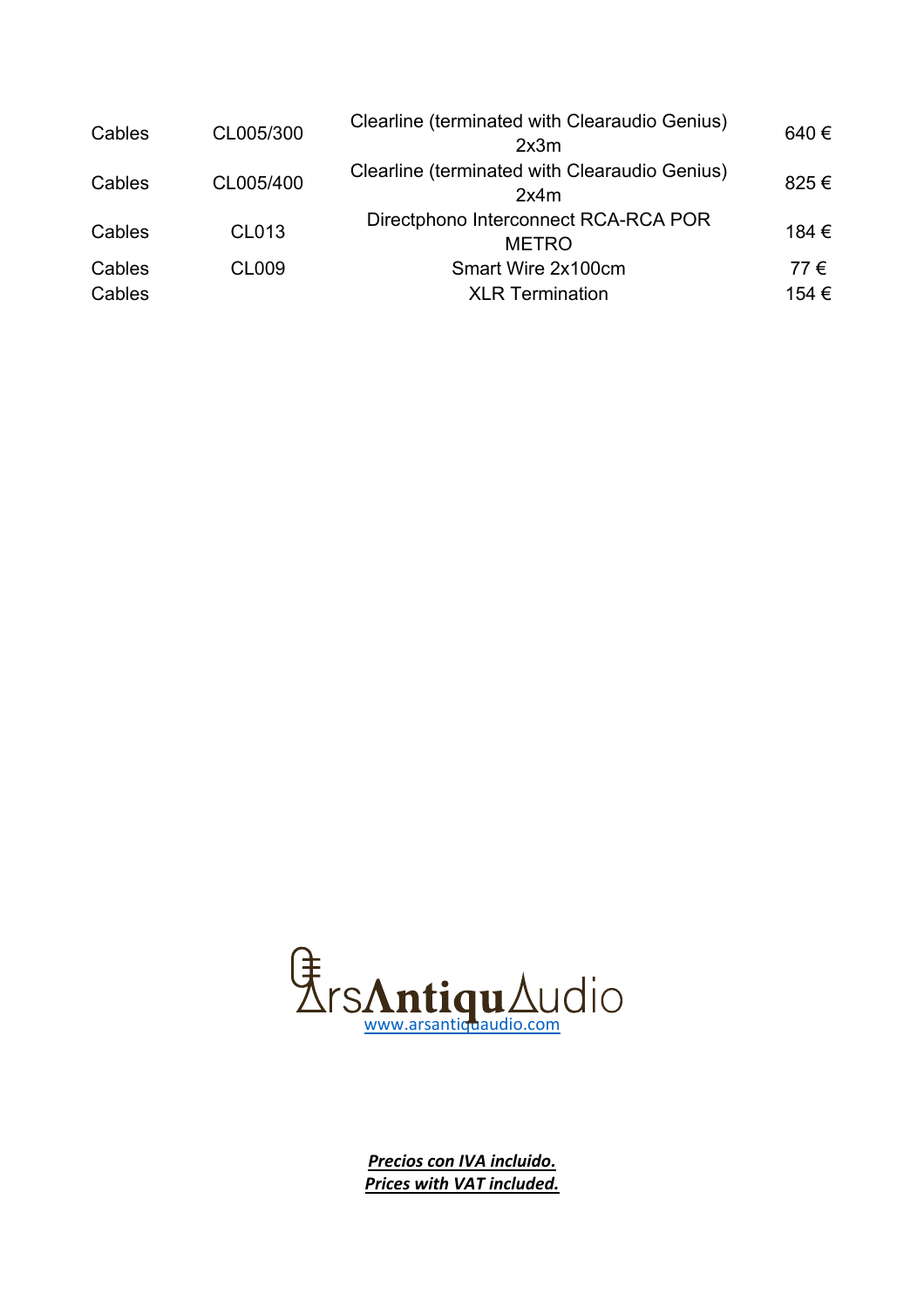| | | | |
|---|---|---|---|
| Cables | CL005/300 | Clearline (terminated with Clearaudio Genius) 2x3m | 640 € |
| Cables | CL005/400 | Clearline (terminated with Clearaudio Genius) 2x4m | 825 € |
| Cables | CL013 | Directphono Interconnect RCA-RCA POR METRO | 184 € |
| Cables | CL009 | Smart Wire 2x100cm | 77 € |
| Cables | | XLR Termination | 154 € |

ArsAntiquAudio
www.arsantiquaudio.com

***Precios con IVA incluido.***
***Prices with VAT included.***